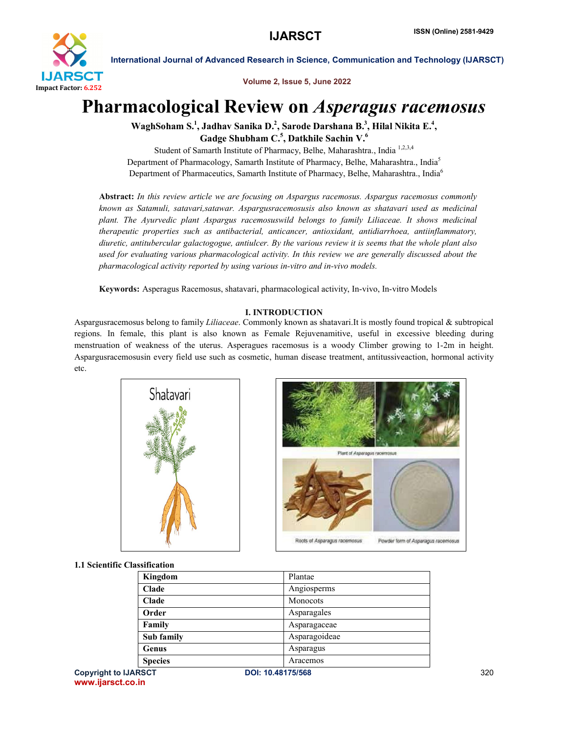# Pharmacological Review on *Asperagus racemosus*

**WaghSoham S.[1], Jadhav Sanika D.[2], Sarode Darshana B.[3], Hilal Nikita E.[4], Gadge Shubham C.[5], Datkhile Sachin V.[6]**

Student of Samarth Institute of Pharmacy, Belhe, Maharashtra., India [1,2,3,4]
Department of Pharmacology, Samarth Institute of Pharmacy, Belhe, Maharashtra., India[5]
Department of Pharmaceutics, Samarth Institute of Pharmacy, Belhe, Maharashtra., India[6]

**Abstract:** *In this review article we are focusing on Aspargus racemosus. Aspargus racemosus commonly known as Satamuli, satavari,satawar. Aspargusracemosusis also known as shatavari used as medicinal plant. The Ayurvedic plant Aspargus racemosuswild belongs to family Liliaceae. It shows medicinal therapeutic properties such as antibacterial, anticancer, antioxidant, antidiarrhoea, antiinflammatory, diuretic, antitubercular galactogogue, antiulcer. By the various review it is seems that the whole plant also used for evaluating various pharmacological activity. In this review we are generally discussed about the pharmacological activity reported by using various in-vitro and in-vivo models.*

**Keywords:** Asperagus Racemosus, shatavari, pharmacological activity, In-vivo, In-vitro Models

## I. INTRODUCTION

Aspargusracemosus belong to family *Liliaceae*. Commonly known as shatavari.It is mostly found tropical & subtropical regions. In female, this plant is also known as Female Rejuvenamitive, useful in excessive bleeding during menstruation of weakness of the uterus. Asperagues racemosus is a woody Climber growing to 1-2m in height. Aspargusracemosusin every field use such as cosmetic, human disease treatment, antitussiveaction, hormonal activity etc.

Shatavari

Plant of Asparagus racemosus

Roots of Asparagus racemosus

Powder form of Asparagus racemosus

### 1.1 Scientific Classification

| | |
|---|---|
| **Kingdom** | Plantae |
| **Clade** | Angiosperms |
| **Clade** | Monocots |
| **Order** | Asparagales |
| **Family** | Asparagaceae |
| **Sub family** | Asparagoideae |
| **Genus** | Asparagus |
| **Species** | Aracemos |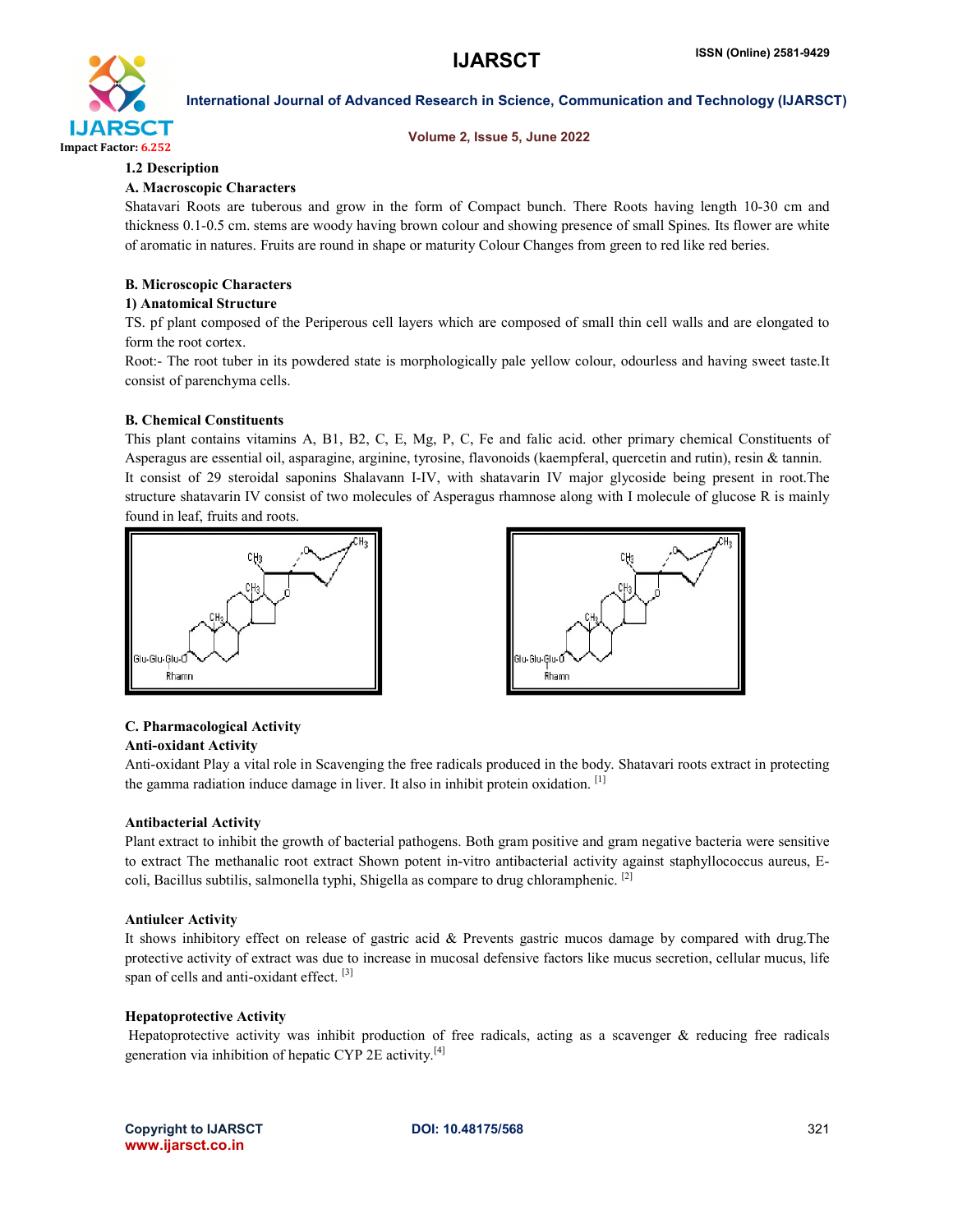### 1.2 Description

#### A. Macroscopic Characters

Shatavari Roots are tuberous and grow in the form of Compact bunch. There Roots having length 10-30 cm and thickness 0.1-0.5 cm. stems are woody having brown colour and showing presence of small Spines. Its flower are white of aromatic in natures. Fruits are round in shape or maturity Colour Changes from green to red like red beries.

#### B. Microscopic Characters

**1) Anatomical Structure**

TS. pf plant composed of the Periperous cell layers which are composed of small thin cell walls and are elongated to form the root cortex.

Root:- The root tuber in its powdered state is morphologically pale yellow colour, odourless and having sweet taste.It consist of parenchyma cells.

#### B. Chemical Constituents

This plant contains vitamins A, B1, B2, C, E, Mg, P, C, Fe and falic acid. other primary chemical Constituents of Asperagus are essential oil, asparagine, arginine, tyrosine, flavonoids (kaempferal, quercetin and rutin), resin & tannin. It consist of 29 steroidal saponins Shalavann I-IV, with shatavarin IV major glycoside being present in root.The structure shatavarin IV consist of two molecules of Asperagus rhamnose along with I molecule of glucose R is mainly found in leaf, fruits and roots.

#### C. Pharmacological Activity

**Anti-oxidant Activity**

Anti-oxidant Play a vital role in Scavenging the free radicals produced in the body. Shatavari roots extract in protecting the gamma radiation induce damage in liver. It also in inhibit protein oxidation. [1]

**Antibacterial Activity**

Plant extract to inhibit the growth of bacterial pathogens. Both gram positive and gram negative bacteria were sensitive to extract The methanalic root extract Shown potent in-vitro antibacterial activity against staphyllococcus aureus, E-coli, Bacillus subtilis, salmonella typhi, Shigella as compare to drug chloramphenic. [2]

**Antiulcer Activity**

It shows inhibitory effect on release of gastric acid & Prevents gastric mucos damage by compared with drug.The protective activity of extract was due to increase in mucosal defensive factors like mucus secretion, cellular mucus, life span of cells and anti-oxidant effect. [3]

**Hepatoprotective Activity**

Hepatoprotective activity was inhibit production of free radicals, acting as a scavenger & reducing free radicals generation via inhibition of hepatic CYP 2E activity.[4]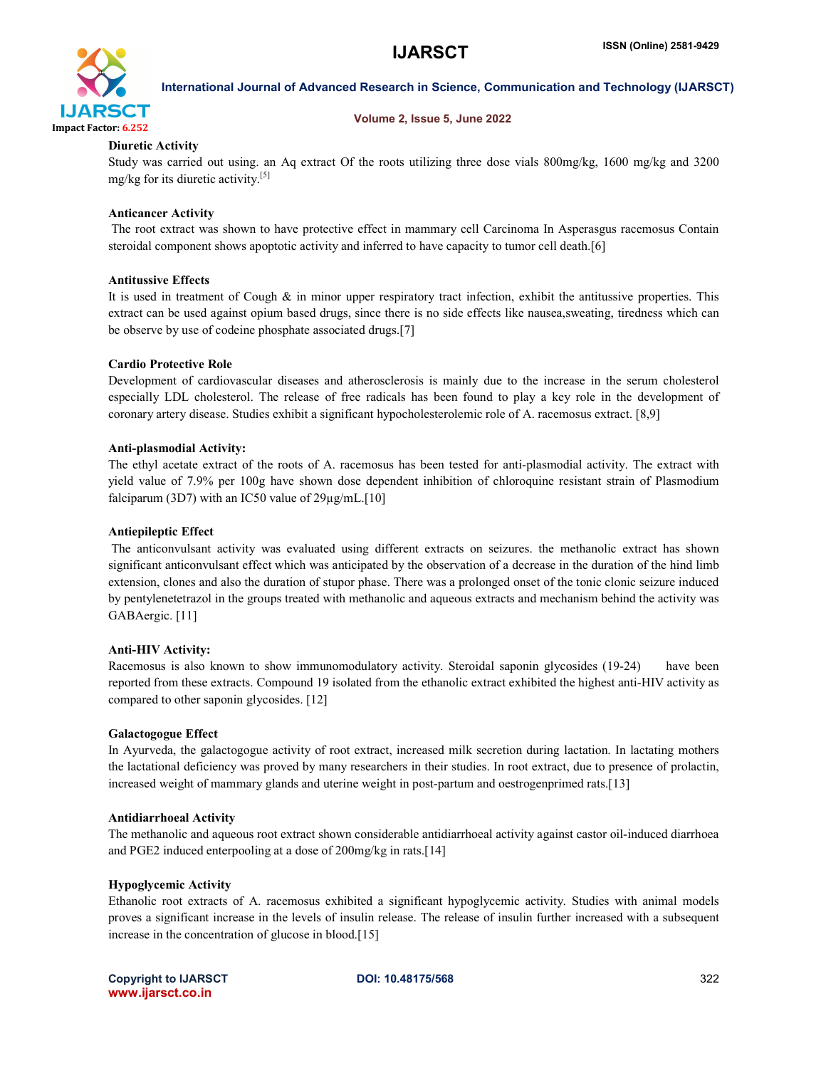**Diuretic Activity**

Study was carried out using. an Aq extract Of the roots utilizing three dose vials 800mg/kg, 1600 mg/kg and 3200 mg/kg for its diuretic activity.[5]

**Anticancer Activity**

The root extract was shown to have protective effect in mammary cell Carcinoma In Asperasgus racemosus Contain steroidal component shows apoptotic activity and inferred to have capacity to tumor cell death.[6]

**Antitussive Effects**

It is used in treatment of Cough & in minor upper respiratory tract infection, exhibit the antitussive properties. This extract can be used against opium based drugs, since there is no side effects like nausea,sweating, tiredness which can be observe by use of codeine phosphate associated drugs.[7]

**Cardio Protective Role**

Development of cardiovascular diseases and atherosclerosis is mainly due to the increase in the serum cholesterol especially LDL cholesterol. The release of free radicals has been found to play a key role in the development of coronary artery disease. Studies exhibit a significant hypocholesterolemic role of A. racemosus extract. [8,9]

**Anti-plasmodial Activity:**

The ethyl acetate extract of the roots of A. racemosus has been tested for anti-plasmodial activity. The extract with yield value of 7.9% per 100g have shown dose dependent inhibition of chloroquine resistant strain of Plasmodium falciparum (3D7) with an IC50 value of 29µg/mL.[10]

**Antiepileptic Effect**

The anticonvulsant activity was evaluated using different extracts on seizures. the methanolic extract has shown significant anticonvulsant effect which was anticipated by the observation of a decrease in the duration of the hind limb extension, clones and also the duration of stupor phase. There was a prolonged onset of the tonic clonic seizure induced by pentylenetetrazol in the groups treated with methanolic and aqueous extracts and mechanism behind the activity was GABAergic. [11]

**Anti-HIV Activity:**

Racemosus is also known to show immunomodulatory activity. Steroidal saponin glycosides (19-24) have been reported from these extracts. Compound 19 isolated from the ethanolic extract exhibited the highest anti-HIV activity as compared to other saponin glycosides. [12]

**Galactogogue Effect**

In Ayurveda, the galactogogue activity of root extract, increased milk secretion during lactation. In lactating mothers the lactational deficiency was proved by many researchers in their studies. In root extract, due to presence of prolactin, increased weight of mammary glands and uterine weight in post-partum and oestrogenprimed rats.[13]

**Antidiarrhoeal Activity**

The methanolic and aqueous root extract shown considerable antidiarrhoeal activity against castor oil-induced diarrhoea and PGE2 induced enterpooling at a dose of 200mg/kg in rats.[14]

**Hypoglycemic Activity**

Ethanolic root extracts of A. racemosus exhibited a significant hypoglycemic activity. Studies with animal models proves a significant increase in the levels of insulin release. The release of insulin further increased with a subsequent increase in the concentration of glucose in blood.[15]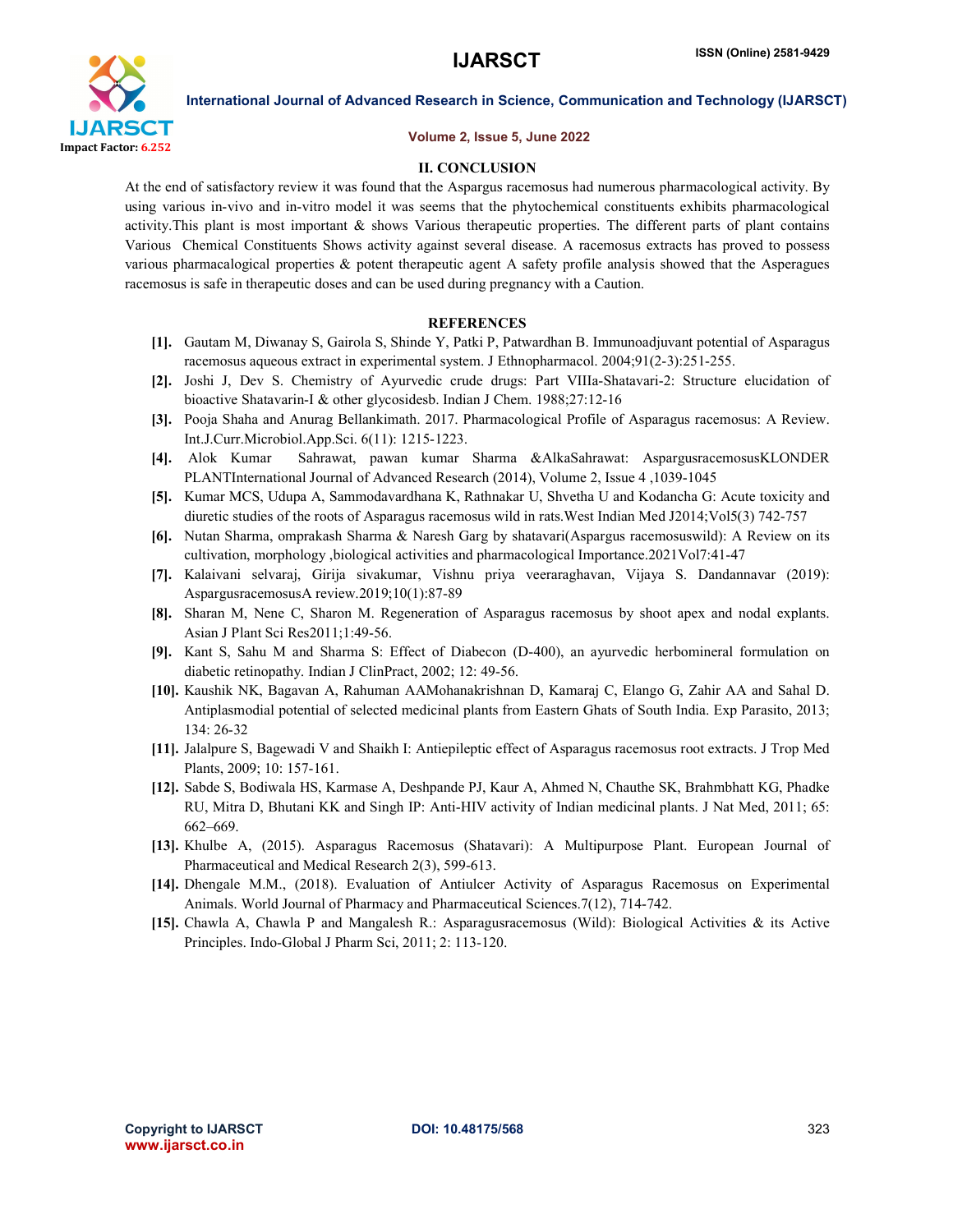## II. CONCLUSION

At the end of satisfactory review it was found that the Aspargus racemosus had numerous pharmacological activity. By using various in-vivo and in-vitro model it was seems that the phytochemical constituents exhibits pharmacological activity.This plant is most important & shows Various therapeutic properties. The different parts of plant contains Various Chemical Constituents Shows activity against several disease. A racemosus extracts has proved to possess various pharmacalogical properties & potent therapeutic agent A safety profile analysis showed that the Asperagues racemosus is safe in therapeutic doses and can be used during pregnancy with a Caution.

## REFERENCES

[1]. Gautam M, Diwanay S, Gairola S, Shinde Y, Patki P, Patwardhan B. Immunoadjuvant potential of Asparagus racemosus aqueous extract in experimental system. J Ethnopharmacol. 2004;91(2-3):251-255.

[2]. Joshi J, Dev S. Chemistry of Ayurvedic crude drugs: Part VIIIa-Shatavari-2: Structure elucidation of bioactive Shatavarin-I & other glycosidesb. Indian J Chem. 1988;27:12-16

[3]. Pooja Shaha and Anurag Bellankimath. 2017. Pharmacological Profile of Asparagus racemosus: A Review. Int.J.Curr.Microbiol.App.Sci. 6(11): 1215-1223.

[4]. Alok Kumar Sahrawat, pawan kumar Sharma &AlkaSahrawat: AspargusracemosusKLONDER PLANTInternational Journal of Advanced Research (2014), Volume 2, Issue 4 ,1039-1045

[5]. Kumar MCS, Udupa A, Sammodavardhana K, Rathnakar U, Shvetha U and Kodancha G: Acute toxicity and diuretic studies of the roots of Asparagus racemosus wild in rats.West Indian Med J2014;Vol5(3) 742-757

[6]. Nutan Sharma, omprakash Sharma & Naresh Garg by shatavari(Aspargus racemosuswild): A Review on its cultivation, morphology ,biological activities and pharmacological Importance.2021Vol7:41-47

[7]. Kalaivani selvaraj, Girija sivakumar, Vishnu priya veeraraghavan, Vijaya S. Dandannavar (2019): AspargusracemosusA review.2019;10(1):87-89

[8]. Sharan M, Nene C, Sharon M. Regeneration of Asparagus racemosus by shoot apex and nodal explants. Asian J Plant Sci Res2011;1:49-56.

[9]. Kant S, Sahu M and Sharma S: Effect of Diabecon (D-400), an ayurvedic herbomineral formulation on diabetic retinopathy. Indian J ClinPract, 2002; 12: 49-56.

[10]. Kaushik NK, Bagavan A, Rahuman AAMohanakrishnan D, Kamaraj C, Elango G, Zahir AA and Sahal D. Antiplasmodial potential of selected medicinal plants from Eastern Ghats of South India. Exp Parasito, 2013; 134: 26-32

[11]. Jalalpure S, Bagewadi V and Shaikh I: Antiepileptic effect of Asparagus racemosus root extracts. J Trop Med Plants, 2009; 10: 157-161.

[12]. Sabde S, Bodiwala HS, Karmase A, Deshpande PJ, Kaur A, Ahmed N, Chauthe SK, Brahmbhatt KG, Phadke RU, Mitra D, Bhutani KK and Singh IP: Anti-HIV activity of Indian medicinal plants. J Nat Med, 2011; 65: 662–669.

[13]. Khulbe A, (2015). Asparagus Racemosus (Shatavari): A Multipurpose Plant. European Journal of Pharmaceutical and Medical Research 2(3), 599-613.

[14]. Dhengale M.M., (2018). Evaluation of Antiulcer Activity of Asparagus Racemosus on Experimental Animals. World Journal of Pharmacy and Pharmaceutical Sciences.7(12), 714-742.

[15]. Chawla A, Chawla P and Mangalesh R.: Asparagusracemosus (Wild): Biological Activities & its Active Principles. Indo-Global J Pharm Sci, 2011; 2: 113-120.